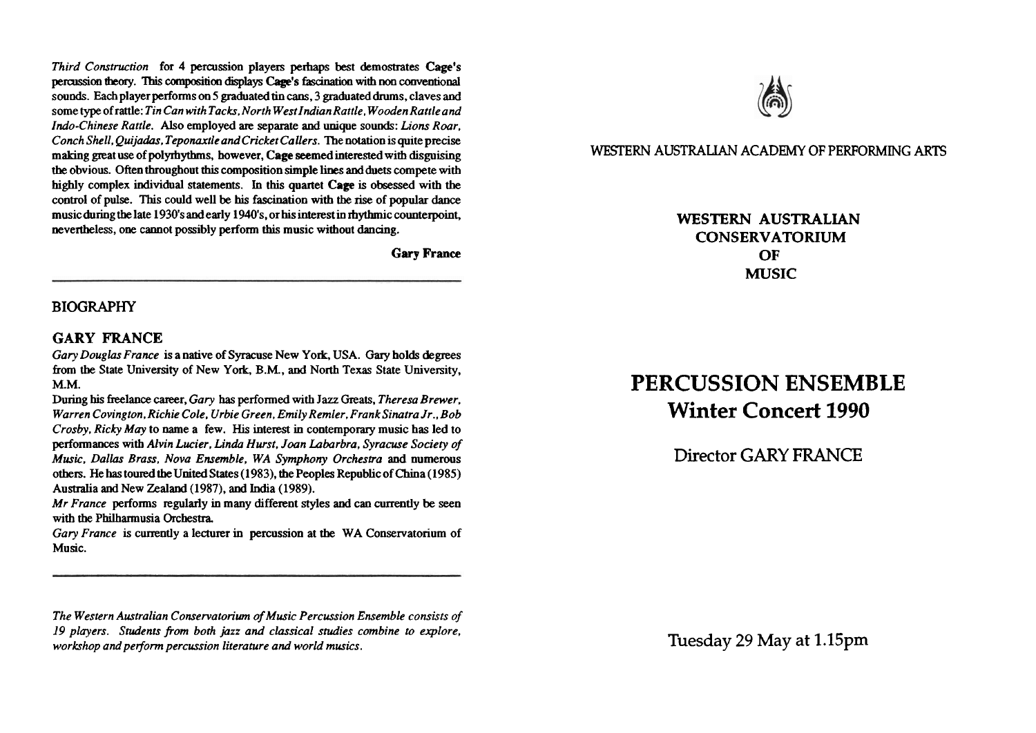*Third Construction* for 4 percussion players perhaps best demostrates **Cage's** percussion theory. This composition displays **Cage's** fascination with non conventional sounds. Each player performs on 5 graduated tin cans, 3 graduated drums, claves and some type of rattle: *Tin Can with Tacks, North West Indian Rattle, Wooden Rattle and Indo-Chinese Rattle.* Also employed are separate and unique sounds: *Lions Roar, Conch Shell, Quijadas, Teponaxtle and Cricket Callers.* The notation is quite precise making great use of polyrhythms, however, **Cage** seemed interested with disguising the obvious. Often throughout this composition simple lines and duets compete with highly complex individual statements. In this quartet **Cage** is obsessed with the control of pulse. This could well be his fascination with the rise of popular dance music during the late 1930's and early 1940's, or his interest in rhythmic counterpoint, nevertheless, one cannot possibly perform this music without dancing.

**Gary France**

---

## BIOGRAPHY

### GARY FRANCE

*Gary Douglas France* is a native of Syracuse New York, USA. Gary holds degrees from the State University of New York, B.M., and North Texas State University, M.M.

During his freelance career, *Gary* has performed with Jazz Greats, *Theresa Brewer, Warren Covington, Richie Cole, Urbie Green, Emily Remler, Frank Sinatra Jr., Bob Crosby, Ricky May* to name a few. His interest in contemporary music has led to performances with *Alvin Lucier, Linda Hurst, Joan Labarbra, Syracuse Society of Music, Dallas Brass, Nova Ensemble, WA Symphony Orchestra* and numerous others. He has toured the United States (1983), the Peoples Republic of China (1985) Australia and New Zealand (1987), and India (1989).

*Mr France* performs regularly in many different styles and can currently be seen with the Philharmusia Orchestra.

*Gary France* is currently a lecturer in percussion at the WA Conservatorium of Music.

---

*The Western Australian Conservatorium of Music Percussion Ensemble consists of 19 players. Students from both jazz and classical studies combine to explore, workshop and perform percussion literature and world musics.*

WESTERN AUSTRALIAN ACADEMY OF PERFORMING ARTS

**WESTERN AUSTRALIAN CONSERVATORIUM OF MUSIC**

# PERCUSSION ENSEMBLE
## Winter Concert 1990

Director GARY FRANCE

Tuesday 29 May at 1.15pm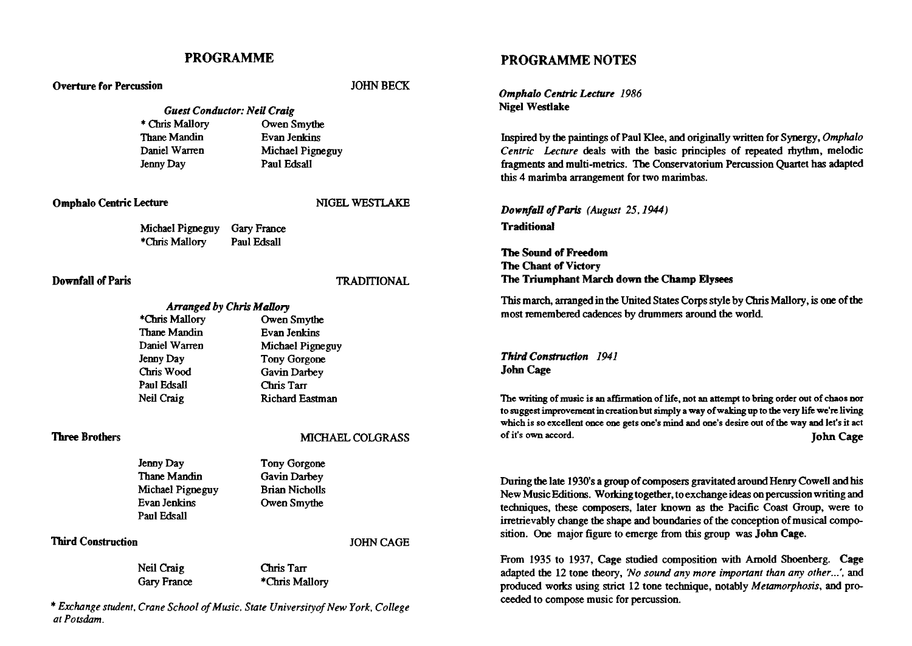## PROGRAMME

**Overture for Percussion** JOHN BECK

*Guest Conductor: Neil Craig*

| | |
|---|---|
| * Chris Mallory | Owen Smythe |
| Thane Mandin | Evan Jenkins |
| Daniel Warren | Michael Pigneguy |
| Jenny Day | Paul Edsall |

**Omphalo Centric Lecture** NIGEL WESTLAKE

| | |
|---|---|
| Michael Pigneguy | Gary France |
| *Chris Mallory | Paul Edsall |

**Downfall of Paris** TRADITIONAL

*Arranged by Chris Mallory*

| | |
|---|---|
| *Chris Mallory | Owen Smythe |
| Thane Mandin | Evan Jenkins |
| Daniel Warren | Michael Pigneguy |
| Jenny Day | Tony Gorgone |
| Chris Wood | Gavin Darbey |
| Paul Edsall | Chris Tarr |
| Neil Craig | Richard Eastman |

**Three Brothers** MICHAEL COLGRASS

| | |
|---|---|
| Jenny Day | Tony Gorgone |
| Thane Mandin | Gavin Darbey |
| Michael Pigneguy | Brian Nicholls |
| Evan Jenkins | Owen Smythe |
| Paul Edsall | |

**Third Construction** JOHN CAGE

| | |
|---|---|
| Neil Craig | Chris Tarr |
| Gary France | *Chris Mallory |

*\* Exchange student, Crane School of Music, State Universityof New York, College at Potsdam.*

## PROGRAMME NOTES

***Omphalo Centric Lecture** 1986*
**Nigel Westlake**

Inspired by the paintings of Paul Klee, and originally written for Synergy, *Omphalo Centric Lecture* deals with the basic principles of repeated rhythm, melodic fragments and multi-metrics. The Conservatorium Percussion Quartet has adapted this 4 marimba arrangement for two marimbas.

***Downfall of Paris** (August 25, 1944)*
**Traditional**

**The Sound of Freedom**
**The Chant of Victory**
**The Triumphant March down the Champ Elysees**

This march, arranged in the United States Corps style by Chris Mallory, is one of the most remembered cadences by drummers around the world.

***Third Construction** 1941*
**John Cage**

The writing of music is an affirmation of life, not an attempt to bring order out of chaos nor to suggest improvement in creation but simply a way of waking up to the very life we're living which is so excellent once one gets one's mind and one's desire out of the way and let's it act of it's own accord.

**John Cage**

During the late 1930's a group of composers gravitated around Henry Cowell and his New Music Editions. Working together, to exchange ideas on percussion writing and techniques, these composers, later known as the Pacific Coast Group, were to irretrievably change the shape and boundaries of the conception of musical composition. One major figure to emerge from this group was **John Cage.**

From 1935 to 1937, **Cage** studied composition with Arnold Shoenberg. **Cage** adapted the 12 tone theory, *'No sound any more important than any other...'*, and produced works using strict 12 tone technique, notably *Metamorphosis*, and proceeded to compose music for percussion.